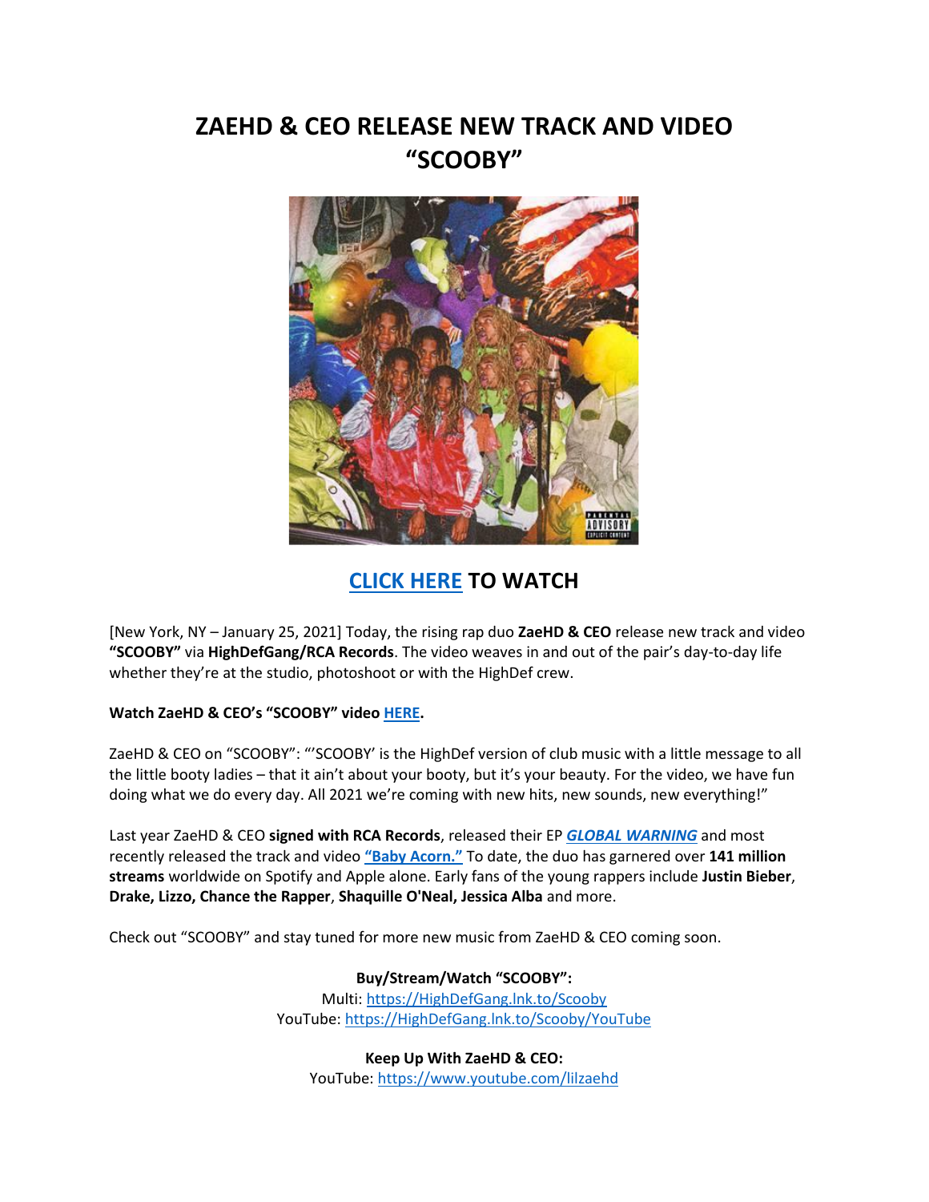# ZAEHD & CEO RELEASE NEW TRACK AND VIDEO "SCOOBY"

## CLICK HERE TO WATCH

[New York, NY – January 25, 2021] Today, the rising rap duo **ZaeHD & CEO** release new track and video **"SCOOBY"** via **HighDefGang/RCA Records**. The video weaves in and out of the pair's day-to-day life whether they're at the studio, photoshoot or with the HighDef crew.

**Watch ZaeHD & CEO's "SCOOBY" video HERE.**

ZaeHD & CEO on "SCOOBY": "'SCOOBY' is the HighDef version of club music with a little message to all the little booty ladies – that it ain't about your booty, but it's your beauty. For the video, we have fun doing what we do every day. All 2021 we're coming with new hits, new sounds, new everything!"

Last year ZaeHD & CEO **signed with RCA Records**, released their EP ***GLOBAL WARNING*** and most recently released the track and video **"Baby Acorn."** To date, the duo has garnered over **141 million streams** worldwide on Spotify and Apple alone. Early fans of the young rappers include **Justin Bieber**, **Drake, Lizzo, Chance the Rapper**, **Shaquille O'Neal, Jessica Alba** and more.

Check out "SCOOBY" and stay tuned for more new music from ZaeHD & CEO coming soon.

**Buy/Stream/Watch "SCOOBY":**
Multi: https://HighDefGang.lnk.to/Scooby
YouTube: https://HighDefGang.lnk.to/Scooby/YouTube

**Keep Up With ZaeHD & CEO:**
YouTube: https://www.youtube.com/lilzaehd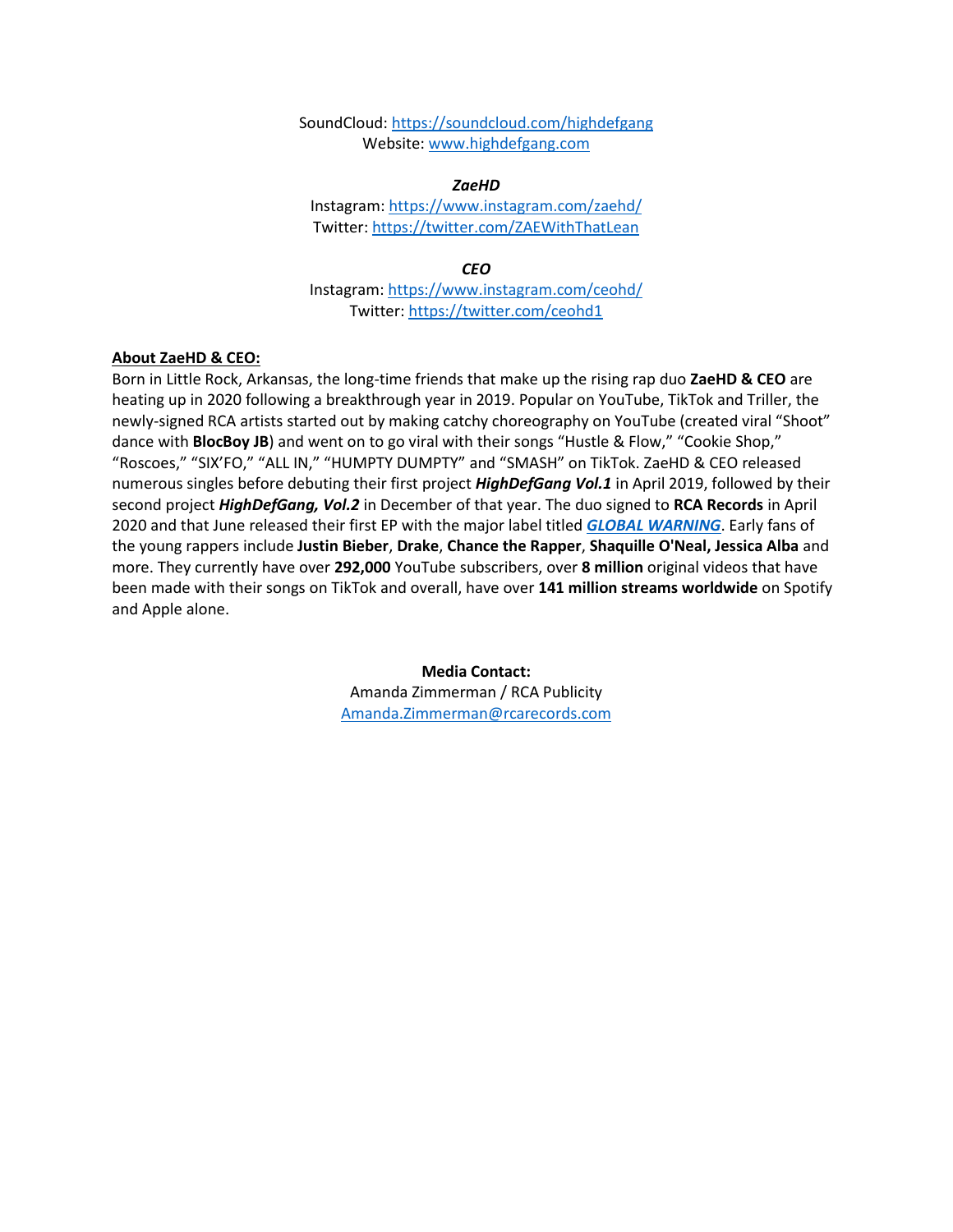SoundCloud: https://soundcloud.com/highdefgang
Website: www.highdefgang.com

***ZaeHD***
Instagram: https://www.instagram.com/zaehd/
Twitter: https://twitter.com/ZAEWithThatLean

***CEO***
Instagram: https://www.instagram.com/ceohd/
Twitter: https://twitter.com/ceohd1

**About ZaeHD & CEO:**
Born in Little Rock, Arkansas, the long-time friends that make up the rising rap duo **ZaeHD & CEO** are heating up in 2020 following a breakthrough year in 2019. Popular on YouTube, TikTok and Triller, the newly-signed RCA artists started out by making catchy choreography on YouTube (created viral "Shoot" dance with **BlocBoy JB**) and went on to go viral with their songs "Hustle & Flow," "Cookie Shop," "Roscoes," "SIX'FO," "ALL IN," "HUMPTY DUMPTY" and "SMASH" on TikTok. ZaeHD & CEO released numerous singles before debuting their first project ***HighDefGang Vol.1*** in April 2019, followed by their second project ***HighDefGang, Vol.2*** in December of that year. The duo signed to **RCA Records** in April 2020 and that June released their first EP with the major label titled ***GLOBAL WARNING***. Early fans of the young rappers include **Justin Bieber**, **Drake**, **Chance the Rapper**, **Shaquille O'Neal, Jessica Alba** and more. They currently have over **292,000** YouTube subscribers, over **8 million** original videos that have been made with their songs on TikTok and overall, have over **141 million streams worldwide** on Spotify and Apple alone.

**Media Contact:**
Amanda Zimmerman / RCA Publicity
Amanda.Zimmerman@rcarecords.com